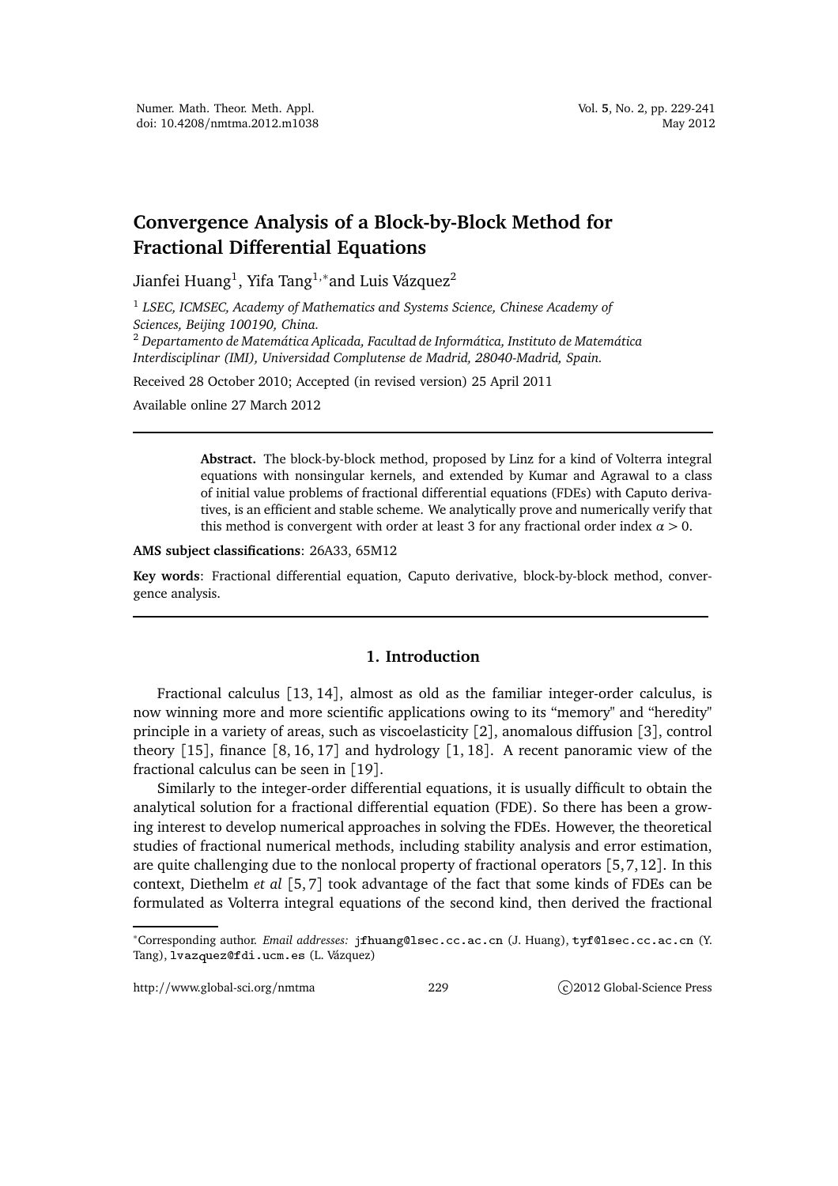# Convergence Analysis of a Block-by-Block Method for Fractional Differential Equations

Jianfei Huang[1], Yifa Tang[1,*] and Luis Vázquez[2]

[1] *LSEC, ICMSEC, Academy of Mathematics and Systems Science, Chinese Academy of Sciences, Beijing 100190, China.*

[2] *Departamento de Matemática Aplicada, Facultad de Informática, Instituto de Matemática Interdisciplinar (IMI), Universidad Complutense de Madrid, 28040-Madrid, Spain.*

Received 28 October 2010; Accepted (in revised version) 25 April 2011

Available online 27 March 2012

---

> **Abstract.** The block-by-block method, proposed by Linz for a kind of Volterra integral equations with nonsingular kernels, and extended by Kumar and Agrawal to a class of initial value problems of fractional differential equations (FDEs) with Caputo derivatives, is an efficient and stable scheme. We analytically prove and numerically verify that this method is convergent with order at least 3 for any fractional order index $\alpha > 0$.

**AMS subject classifications**: 26A33, 65M12

**Key words**: Fractional differential equation, Caputo derivative, block-by-block method, convergence analysis.

---

## 1. Introduction

Fractional calculus [13, 14], almost as old as the familiar integer-order calculus, is now winning more and more scientific applications owing to its "memory" and "heredity" principle in a variety of areas, such as viscoelasticity [2], anomalous diffusion [3], control theory [15], finance [8, 16, 17] and hydrology [1, 18]. A recent panoramic view of the fractional calculus can be seen in [19].

Similarly to the integer-order differential equations, it is usually difficult to obtain the analytical solution for a fractional differential equation (FDE). So there has been a growing interest to develop numerical approaches in solving the FDEs. However, the theoretical studies of fractional numerical methods, including stability analysis and error estimation, are quite challenging due to the nonlocal property of fractional operators [5, 7, 12]. In this context, Diethelm *et al* [5, 7] took advantage of the fact that some kinds of FDEs can be formulated as Volterra integral equations of the second kind, then derived the fractional

---

*Corresponding author. *Email addresses:* jfhuang@lsec.cc.ac.cn (J. Huang), tyf@lsec.cc.ac.cn (Y. Tang), lvazquez@fdi.ucm.es (L. Vázquez)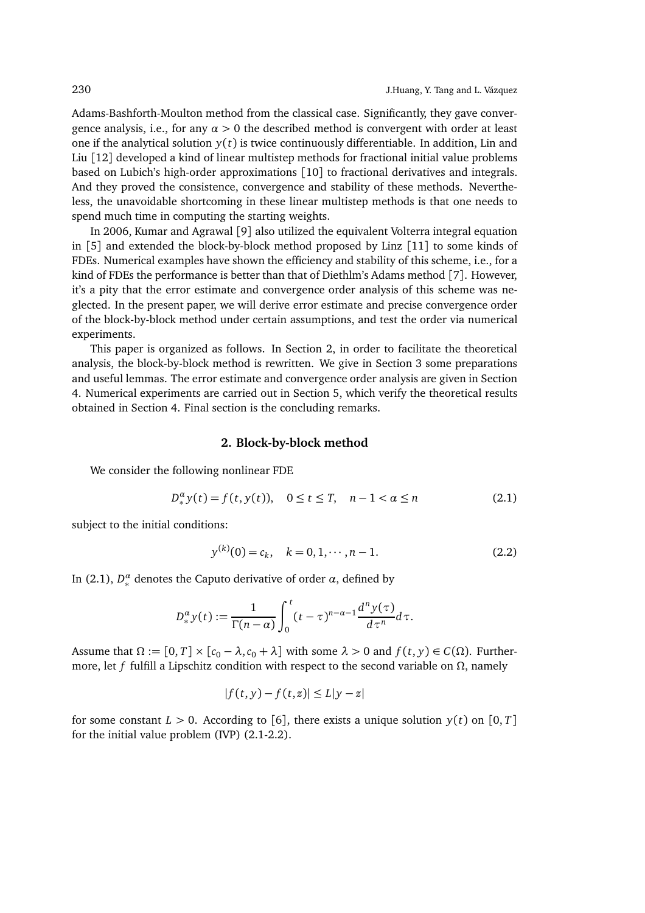Adams-Bashforth-Moulton method from the classical case. Significantly, they gave convergence analysis, i.e., for any $\alpha > 0$ the described method is convergent with order at least one if the analytical solution $y(t)$ is twice continuously differentiable. In addition, Lin and Liu [12] developed a kind of linear multistep methods for fractional initial value problems based on Lubich's high-order approximations [10] to fractional derivatives and integrals. And they proved the consistence, convergence and stability of these methods. Nevertheless, the unavoidable shortcoming in these linear multistep methods is that one needs to spend much time in computing the starting weights.

In 2006, Kumar and Agrawal [9] also utilized the equivalent Volterra integral equation in [5] and extended the block-by-block method proposed by Linz [11] to some kinds of FDEs. Numerical examples have shown the efficiency and stability of this scheme, i.e., for a kind of FDEs the performance is better than that of Diethlm's Adams method [7]. However, it's a pity that the error estimate and convergence order analysis of this scheme was neglected. In the present paper, we will derive error estimate and precise convergence order of the block-by-block method under certain assumptions, and test the order via numerical experiments.

This paper is organized as follows. In Section 2, in order to facilitate the theoretical analysis, the block-by-block method is rewritten. We give in Section 3 some preparations and useful lemmas. The error estimate and convergence order analysis are given in Section 4. Numerical experiments are carried out in Section 5, which verify the theoretical results obtained in Section 4. Final section is the concluding remarks.

## 2. Block-by-block method

We consider the following nonlinear FDE

$$D_*^{\alpha} y(t) = f(t, y(t)), \quad 0 \le t \le T, \quad n-1 < \alpha \le n \tag{2.1}$$

subject to the initial conditions:

$$y^{(k)}(0) = c_k, \quad k = 0, 1, \cdots, n-1. \tag{2.2}$$

In (2.1), $D_*^{\alpha}$ denotes the Caputo derivative of order $\alpha$, defined by

$$D_*^{\alpha} y(t) := \frac{1}{\Gamma(n-\alpha)} \int_0^t (t-\tau)^{n-\alpha-1} \frac{d^n y(\tau)}{d\tau^n} d\tau.$$

Assume that $\Omega := [0, T] \times [c_0 - \lambda, c_0 + \lambda]$ with some $\lambda > 0$ and $f(t, y) \in C(\Omega)$. Furthermore, let $f$ fulfill a Lipschitz condition with respect to the second variable on $\Omega$, namely

$$|f(t, y) - f(t, z)| \le L|y - z|$$

for some constant $L > 0$. According to [6], there exists a unique solution $y(t)$ on $[0, T]$ for the initial value problem (IVP) (2.1-2.2).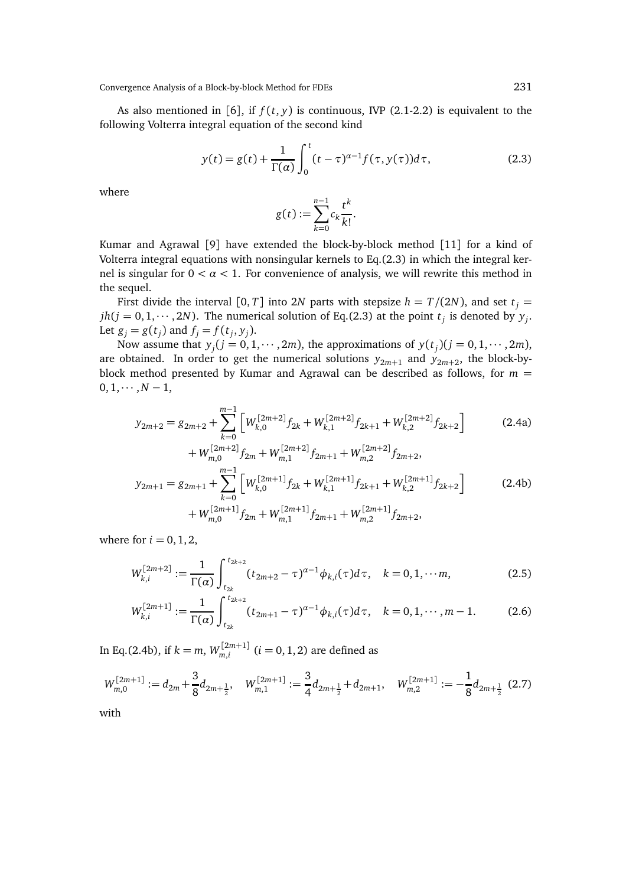As also mentioned in [6], if $f(t,y)$ is continuous, IVP (2.1-2.2) is equivalent to the following Volterra integral equation of the second kind

$$y(t) = g(t) + \frac{1}{\Gamma(\alpha)}\int_0^t (t-\tau)^{\alpha-1} f(\tau, y(\tau))d\tau, \tag{2.3}$$

where

$$g(t) := \sum_{k=0}^{n-1} c_k \frac{t^k}{k!}.$$

Kumar and Agrawal [9] have extended the block-by-block method [11] for a kind of Volterra integral equations with nonsingular kernels to Eq.(2.3) in which the integral kernel is singular for $0 < \alpha < 1$. For convenience of analysis, we will rewrite this method in the sequel.

First divide the interval $[0,T]$ into $2N$ parts with stepsize $h = T/(2N)$, and set $t_j = jh(j = 0,1,\cdots,2N)$. The numerical solution of Eq.(2.3) at the point $t_j$ is denoted by $y_j$. Let $g_j = g(t_j)$ and $f_j = f(t_j, y_j)$.

Now assume that $y_j(j = 0,1,\cdots,2m)$, the approximations of $y(t_j)(j = 0,1,\cdots,2m)$, are obtained. In order to get the numerical solutions $y_{2m+1}$ and $y_{2m+2}$, the block-by-block method presented by Kumar and Agrawal can be described as follows, for $m = 0,1,\cdots,N-1$,

$$\begin{aligned} y_{2m+2} = g_{2m+2} &+ \sum_{k=0}^{m-1}\Big[W_{k,0}^{[2m+2]} f_{2k} + W_{k,1}^{[2m+2]} f_{2k+1} + W_{k,2}^{[2m+2]} f_{2k+2}\Big] \\ &+ W_{m,0}^{[2m+2]} f_{2m} + W_{m,1}^{[2m+2]} f_{2m+1} + W_{m,2}^{[2m+2]} f_{2m+2}, \end{aligned} \tag{2.4a}$$

$$\begin{aligned} y_{2m+1} = g_{2m+1} &+ \sum_{k=0}^{m-1}\Big[W_{k,0}^{[2m+1]} f_{2k} + W_{k,1}^{[2m+1]} f_{2k+1} + W_{k,2}^{[2m+1]} f_{2k+2}\Big] \\ &+ W_{m,0}^{[2m+1]} f_{2m} + W_{m,1}^{[2m+1]} f_{2m+1} + W_{m,2}^{[2m+1]} f_{2m+2}, \end{aligned} \tag{2.4b}$$

where for $i = 0,1,2$,

$$W_{k,i}^{[2m+2]} := \frac{1}{\Gamma(\alpha)}\int_{t_{2k}}^{t_{2k+2}} (t_{2m+2}-\tau)^{\alpha-1}\phi_{k,i}(\tau)d\tau, \quad k = 0,1,\cdots m, \tag{2.5}$$

$$W_{k,i}^{[2m+1]} := \frac{1}{\Gamma(\alpha)}\int_{t_{2k}}^{t_{2k+2}} (t_{2m+1}-\tau)^{\alpha-1}\phi_{k,i}(\tau)d\tau, \quad k = 0,1,\cdots,m-1. \tag{2.6}$$

In Eq.(2.4b), if $k = m$, $W_{m,i}^{[2m+1]}$ $(i = 0,1,2)$ are defined as

$$W_{m,0}^{[2m+1]} := d_{2m} + \frac{3}{8}d_{2m+\frac{1}{2}}, \quad W_{m,1}^{[2m+1]} := \frac{3}{4}d_{2m+\frac{1}{2}} + d_{2m+1}, \quad W_{m,2}^{[2m+1]} := -\frac{1}{8}d_{2m+\frac{1}{2}} \tag{2.7}$$

with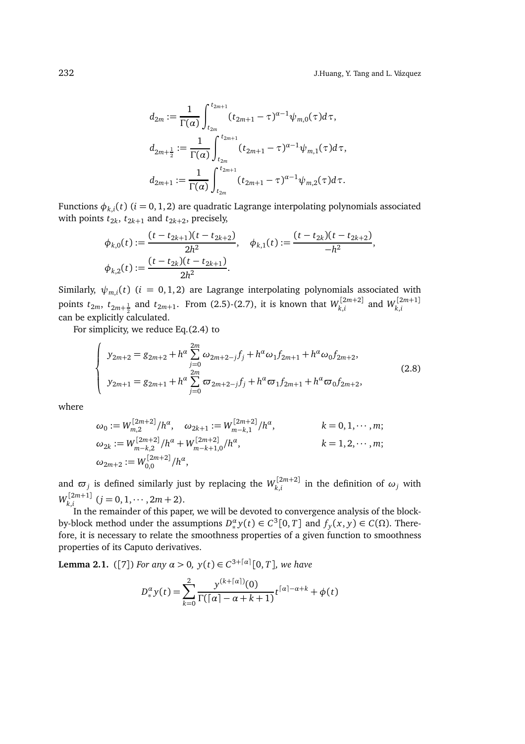$$d_{2m} := \frac{1}{\Gamma(\alpha)} \int_{t_{2m}}^{t_{2m+1}} (t_{2m+1} - \tau)^{\alpha-1} \psi_{m,0}(\tau) d\tau,$$

$$d_{2m+\frac{1}{2}} := \frac{1}{\Gamma(\alpha)} \int_{t_{2m}}^{t_{2m+1}} (t_{2m+1} - \tau)^{\alpha-1} \psi_{m,1}(\tau) d\tau,$$

$$d_{2m+1} := \frac{1}{\Gamma(\alpha)} \int_{t_{2m}}^{t_{2m+1}} (t_{2m+1} - \tau)^{\alpha-1} \psi_{m,2}(\tau) d\tau.$$

Functions $\phi_{k,i}(t)$ $(i = 0, 1, 2)$ are quadratic Lagrange interpolating polynomials associated with points $t_{2k}$, $t_{2k+1}$ and $t_{2k+2}$, precisely,

$$\phi_{k,0}(t) := \frac{(t - t_{2k+1})(t - t_{2k+2})}{2h^2}, \quad \phi_{k,1}(t) := \frac{(t - t_{2k})(t - t_{2k+2})}{-h^2},$$

$$\phi_{k,2}(t) := \frac{(t - t_{2k})(t - t_{2k+1})}{2h^2}.$$

Similarly, $\psi_{m,i}(t)$ $(i = 0, 1, 2)$ are Lagrange interpolating polynomials associated with points $t_{2m}$, $t_{2m+\frac{1}{2}}$ and $t_{2m+1}$. From (2.5)-(2.7), it is known that $W_{k,i}^{[2m+2]}$ and $W_{k,i}^{[2m+1]}$ can be explicitly calculated.

For simplicity, we reduce Eq.(2.4) to

$$\begin{cases} y_{2m+2} = g_{2m+2} + h^{\alpha} \sum\limits_{j=0}^{2m} \omega_{2m+2-j} f_j + h^{\alpha} \omega_1 f_{2m+1} + h^{\alpha} \omega_0 f_{2m+2}, \\ y_{2m+1} = g_{2m+1} + h^{\alpha} \sum\limits_{j=0}^{2m} \varpi_{2m+2-j} f_j + h^{\alpha} \varpi_1 f_{2m+1} + h^{\alpha} \varpi_0 f_{2m+2}, \end{cases} \tag{2.8}$$

where

$$\begin{aligned} &\omega_0 := W_{m,2}^{[2m+2]}/h^{\alpha}, \quad \omega_{2k+1} := W_{m-k,1}^{[2m+2]}/h^{\alpha}, && k = 0, 1, \cdots, m; \\ &\omega_{2k} := W_{m-k,2}^{[2m+2]}/h^{\alpha} + W_{m-k+1,0}^{[2m+2]}/h^{\alpha}, && k = 1, 2, \cdots, m; \\ &\omega_{2m+2} := W_{0,0}^{[2m+2]}/h^{\alpha}, \end{aligned}$$

and $\varpi_j$ is defined similarly just by replacing the $W_{k,i}^{[2m+2]}$ in the definition of $\omega_j$ with $W_{k,i}^{[2m+1]}$ $(j = 0, 1, \cdots, 2m + 2)$.

In the remainder of this paper, we will be devoted to convergence analysis of the block-by-block method under the assumptions $D_*^{\alpha} y(t) \in C^3[0, T]$ and $f_y(x, y) \in C(\Omega)$. Therefore, it is necessary to relate the smoothness properties of a given function to smoothness properties of its Caputo derivatives.

**Lemma 2.1.** ([7]) *For any $\alpha > 0$, $y(t) \in C^{3+\lceil\alpha\rceil}[0, T]$, we have*

$$D_*^{\alpha} y(t) = \sum_{k=0}^{2} \frac{y^{(k+\lceil\alpha\rceil)}(0)}{\Gamma(\lceil\alpha\rceil - \alpha + k + 1)} t^{\lceil\alpha\rceil - \alpha + k} + \phi(t)$$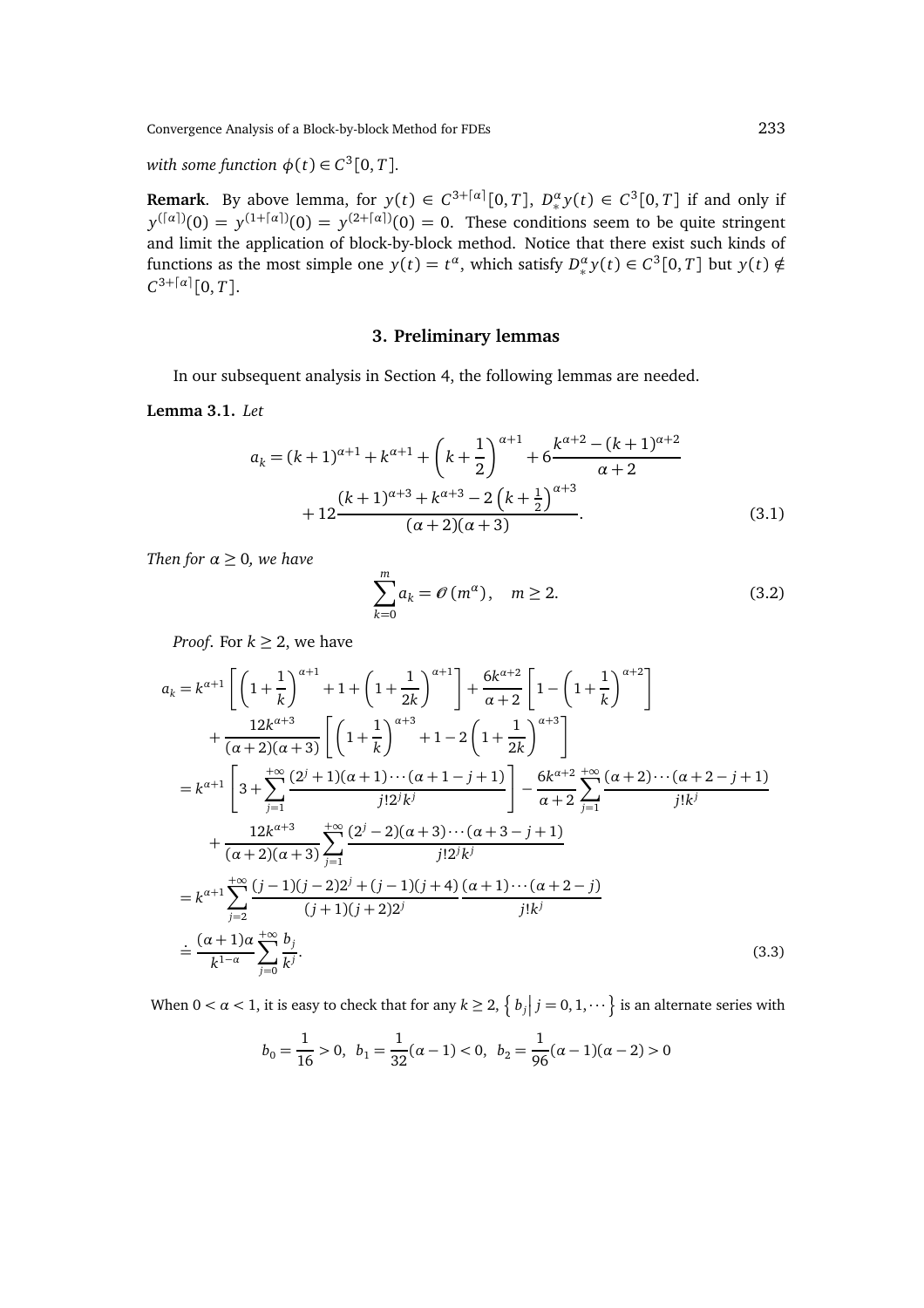*with some function* $\phi(t) \in C^3[0,T]$.

**Remark**. By above lemma, for $y(t) \in C^{3+\lceil\alpha\rceil}[0,T]$, $D_*^\alpha y(t) \in C^3[0,T]$ if and only if $y^{(\lceil\alpha\rceil)}(0) = y^{(1+\lceil\alpha\rceil)}(0) = y^{(2+\lceil\alpha\rceil)}(0) = 0$. These conditions seem to be quite stringent and limit the application of block-by-block method. Notice that there exist such kinds of functions as the most simple one $y(t) = t^\alpha$, which satisfy $D_*^\alpha y(t) \in C^3[0,T]$ but $y(t) \notin C^{3+\lceil\alpha\rceil}[0,T]$.

## 3. Preliminary lemmas

In our subsequent analysis in Section 4, the following lemmas are needed.

**Lemma 3.1.** *Let*

$$
\begin{aligned}
a_k = &(k+1)^{\alpha+1} + k^{\alpha+1} + \left(k+\frac{1}{2}\right)^{\alpha+1} + 6\frac{k^{\alpha+2}-(k+1)^{\alpha+2}}{\alpha+2} \\
&+ 12\frac{(k+1)^{\alpha+3}+k^{\alpha+3}-2\left(k+\frac{1}{2}\right)^{\alpha+3}}{(\alpha+2)(\alpha+3)}.
\end{aligned} \tag{3.1}
$$

*Then for $\alpha \geq 0$, we have*

$$
\sum_{k=0}^{m} a_k = \mathcal{O}\left(m^\alpha\right), \quad m \geq 2. \tag{3.2}
$$

*Proof*. For $k \geq 2$, we have

$$
\begin{aligned}
a_k =& k^{\alpha+1}\left[\left(1+\frac{1}{k}\right)^{\alpha+1} + 1 + \left(1+\frac{1}{2k}\right)^{\alpha+1}\right] + \frac{6k^{\alpha+2}}{\alpha+2}\left[1-\left(1+\frac{1}{k}\right)^{\alpha+2}\right] \\
&+ \frac{12k^{\alpha+3}}{(\alpha+2)(\alpha+3)}\left[\left(1+\frac{1}{k}\right)^{\alpha+3} + 1 - 2\left(1+\frac{1}{2k}\right)^{\alpha+3}\right] \\
=& k^{\alpha+1}\left[3 + \sum_{j=1}^{+\infty}\frac{(2^j+1)(\alpha+1)\cdots(\alpha+1-j+1)}{j!2^jk^j}\right] - \frac{6k^{\alpha+2}}{\alpha+2}\sum_{j=1}^{+\infty}\frac{(\alpha+2)\cdots(\alpha+2-j+1)}{j!k^j} \\
&+ \frac{12k^{\alpha+3}}{(\alpha+2)(\alpha+3)}\sum_{j=1}^{+\infty}\frac{(2^j-2)(\alpha+3)\cdots(\alpha+3-j+1)}{j!2^jk^j} \\
=& k^{\alpha+1}\sum_{j=2}^{+\infty}\frac{(j-1)(j-2)2^j+(j-1)(j+4)}{(j+1)(j+2)2^j}\frac{(\alpha+1)\cdots(\alpha+2-j)}{j!k^j} \\
\doteq& \frac{(\alpha+1)\alpha}{k^{1-\alpha}}\sum_{j=0}^{+\infty}\frac{b_j}{k^j}.
\end{aligned} \tag{3.3}
$$

When $0 < \alpha < 1$, it is easy to check that for any $k \geq 2$, $\left\{b_j \middle| j = 0, 1, \cdots\right\}$ is an alternate series with

$$
b_0 = \frac{1}{16} > 0, \;\; b_1 = \frac{1}{32}(\alpha-1) < 0, \;\; b_2 = \frac{1}{96}(\alpha-1)(\alpha-2) > 0
$$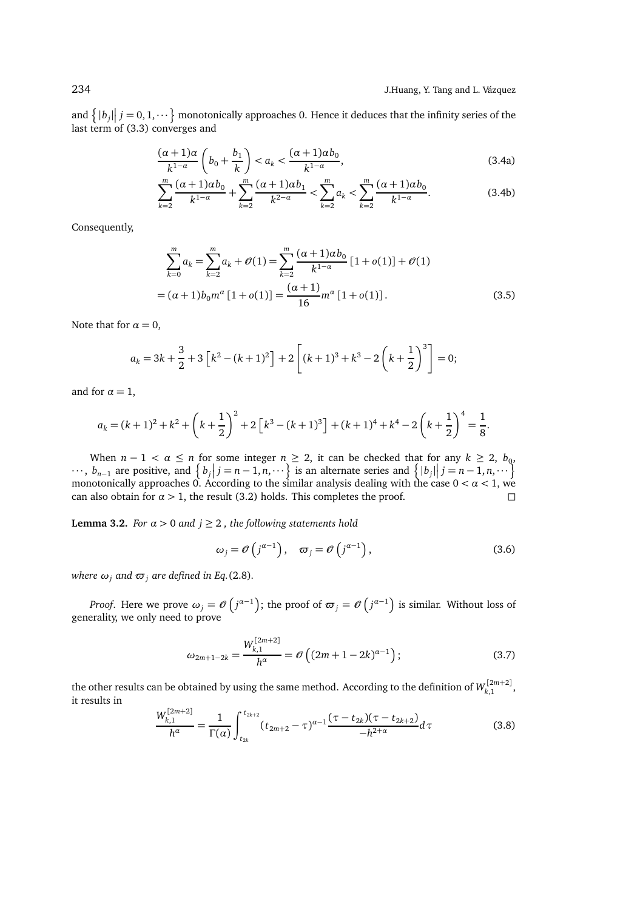and $\left\{ |b_j| \middle| j = 0, 1, \cdots \right\}$ monotonically approaches 0. Hence it deduces that the infinity series of the last term of (3.3) converges and

$$\frac{(\alpha+1)\alpha}{k^{1-\alpha}}\left(b_0+\frac{b_1}{k}\right) < a_k < \frac{(\alpha+1)\alpha b_0}{k^{1-\alpha}}, \tag{3.4a}$$

$$\sum_{k=2}^{m}\frac{(\alpha+1)\alpha b_0}{k^{1-\alpha}} + \sum_{k=2}^{m}\frac{(\alpha+1)\alpha b_1}{k^{2-\alpha}} < \sum_{k=2}^{m} a_k < \sum_{k=2}^{m}\frac{(\alpha+1)\alpha b_0}{k^{1-\alpha}}. \tag{3.4b}$$

Consequently,

$$\begin{aligned}
&\sum_{k=0}^{m} a_k = \sum_{k=2}^{m} a_k + \mathcal{O}(1) = \sum_{k=2}^{m}\frac{(\alpha+1)\alpha b_0}{k^{1-\alpha}}\left[1+o(1)\right] + \mathcal{O}(1) \\
=& (\alpha+1) b_0 m^{\alpha}\left[1+o(1)\right] = \frac{(\alpha+1)}{16} m^{\alpha}\left[1+o(1)\right].
\end{aligned} \tag{3.5}$$

Note that for $\alpha = 0$,

$$a_k = 3k + \frac{3}{2} + 3\left[k^2 - (k+1)^2\right] + 2\left[(k+1)^3 + k^3 - 2\left(k+\frac{1}{2}\right)^3\right] = 0;$$

and for $\alpha = 1$,

$$a_k = (k+1)^2 + k^2 + \left(k+\frac{1}{2}\right)^2 + 2\left[k^3 - (k+1)^3\right] + (k+1)^4 + k^4 - 2\left(k+\frac{1}{2}\right)^4 = \frac{1}{8}.$$

When $n - 1 < \alpha \leq n$ for some integer $n \geq 2$, it can be checked that for any $k \geq 2$, $b_0$, $\cdots$, $b_{n-1}$ are positive, and $\left\{ b_j \middle| j = n-1, n, \cdots \right\}$ is an alternate series and $\left\{ |b_j| \middle| j = n-1, n, \cdots \right\}$ monotonically approaches 0. According to the similar analysis dealing with the case $0 < \alpha < 1$, we can also obtain for $\alpha > 1$, the result (3.2) holds. This completes the proof. $\square$

**Lemma 3.2.** *For $\alpha > 0$ and $j \geq 2$ , the following statements hold*

$$\omega_j = \mathcal{O}\left(j^{\alpha-1}\right), \quad \varpi_j = \mathcal{O}\left(j^{\alpha-1}\right), \tag{3.6}$$

*where $\omega_j$ and $\varpi_j$ are defined in Eq.*(2.8).

*Proof*. Here we prove $\omega_j = \mathcal{O}\left(j^{\alpha-1}\right)$; the proof of $\varpi_j = \mathcal{O}\left(j^{\alpha-1}\right)$ is similar. Without loss of generality, we only need to prove

$$\omega_{2m+1-2k} = \frac{W_{k,1}^{[2m+2]}}{h^{\alpha}} = \mathcal{O}\left((2m+1-2k)^{\alpha-1}\right); \tag{3.7}$$

the other results can be obtained by using the same method. According to the definition of $W_{k,1}^{[2m+2]}$, it results in

$$\frac{W_{k,1}^{[2m+2]}}{h^{\alpha}} = \frac{1}{\Gamma(\alpha)}\int_{t_{2k}}^{t_{2k+2}} (t_{2m+2}-\tau)^{\alpha-1}\frac{(\tau-t_{2k})(\tau-t_{2k+2})}{-h^{2+\alpha}}d\tau \tag{3.8}$$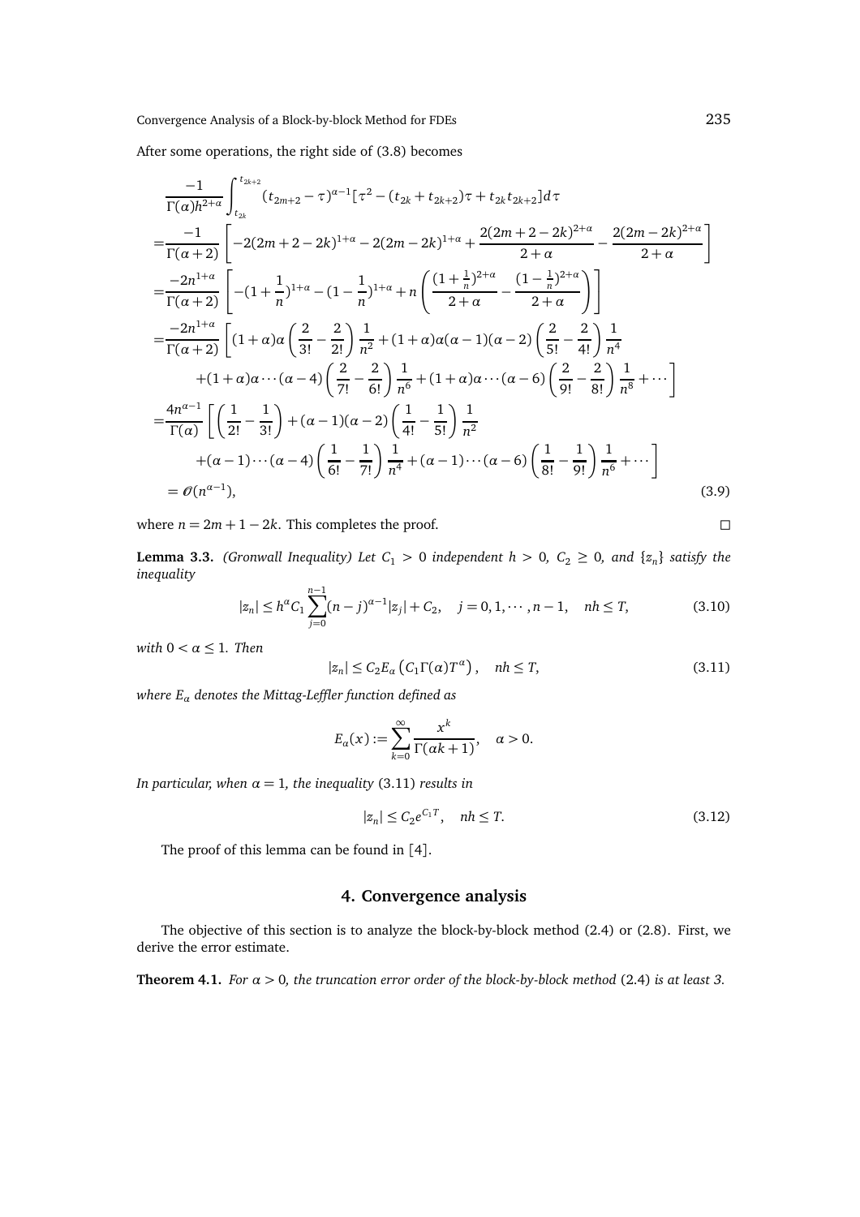After some operations, the right side of (3.8) becomes

$$
\begin{aligned}
&\frac{-1}{\Gamma(\alpha)h^{2+\alpha}}\int_{t_{2k}}^{t_{2k+2}}(t_{2m+2}-\tau)^{\alpha-1}[\tau^2-(t_{2k}+t_{2k+2})\tau+t_{2k}t_{2k+2}]d\tau\\
=&\frac{-1}{\Gamma(\alpha+2)}\left[-2(2m+2-2k)^{1+\alpha}-2(2m-2k)^{1+\alpha}+\frac{2(2m+2-2k)^{2+\alpha}}{2+\alpha}-\frac{2(2m-2k)^{2+\alpha}}{2+\alpha}\right]\\
=&\frac{-2n^{1+\alpha}}{\Gamma(\alpha+2)}\left[-(1+\frac{1}{n})^{1+\alpha}-(1-\frac{1}{n})^{1+\alpha}+n\left(\frac{(1+\frac{1}{n})^{2+\alpha}}{2+\alpha}-\frac{(1-\frac{1}{n})^{2+\alpha}}{2+\alpha}\right)\right]\\
=&\frac{-2n^{1+\alpha}}{\Gamma(\alpha+2)}\left[(1+\alpha)\alpha\left(\frac{2}{3!}-\frac{2}{2!}\right)\frac{1}{n^2}+(1+\alpha)\alpha(\alpha-1)(\alpha-2)\left(\frac{2}{5!}-\frac{2}{4!}\right)\frac{1}{n^4}\right.\\
&\left.+(1+\alpha)\alpha\cdots(\alpha-4)\left(\frac{2}{7!}-\frac{2}{6!}\right)\frac{1}{n^6}+(1+\alpha)\alpha\cdots(\alpha-6)\left(\frac{2}{9!}-\frac{2}{8!}\right)\frac{1}{n^8}+\cdots\right]\\
=&\frac{4n^{\alpha-1}}{\Gamma(\alpha)}\left[\left(\frac{1}{2!}-\frac{1}{3!}\right)+(\alpha-1)(\alpha-2)\left(\frac{1}{4!}-\frac{1}{5!}\right)\frac{1}{n^2}\right.\\
&\left.+(\alpha-1)\cdots(\alpha-4)\left(\frac{1}{6!}-\frac{1}{7!}\right)\frac{1}{n^4}+(\alpha-1)\cdots(\alpha-6)\left(\frac{1}{8!}-\frac{1}{9!}\right)\frac{1}{n^6}+\cdots\right]\\
=&\ \mathcal{O}(n^{\alpha-1}),
\end{aligned}
\tag{3.9}
$$

where $n=2m+1-2k$. This completes the proof. □

**Lemma 3.3.** *(Gronwall Inequality) Let $C_1>0$ independent $h>0$, $C_2\geq 0$, and $\{z_n\}$ satisfy the inequality*

$$
|z_n|\leq h^{\alpha}C_1\sum_{j=0}^{n-1}(n-j)^{\alpha-1}|z_j|+C_2,\quad j=0,1,\cdots,n-1,\quad nh\leq T,\tag{3.10}
$$

*with $0<\alpha\leq 1$. Then*

$$
|z_n|\leq C_2E_{\alpha}\left(C_1\Gamma(\alpha)T^{\alpha}\right),\quad nh\leq T,\tag{3.11}
$$

*where $E_\alpha$ denotes the Mittag-Leffler function defined as*

$$
E_{\alpha}(x):=\sum_{k=0}^{\infty}\frac{x^k}{\Gamma(\alpha k+1)},\quad \alpha>0.
$$

*In particular, when $\alpha=1$, the inequality (3.11) results in*

$$
|z_n|\leq C_2e^{C_1T},\quad nh\leq T.\tag{3.12}
$$

The proof of this lemma can be found in [4].

## 4. Convergence analysis

The objective of this section is to analyze the block-by-block method (2.4) or (2.8). First, we derive the error estimate.

**Theorem 4.1.** *For $\alpha>0$, the truncation error order of the block-by-block method (2.4) is at least 3.*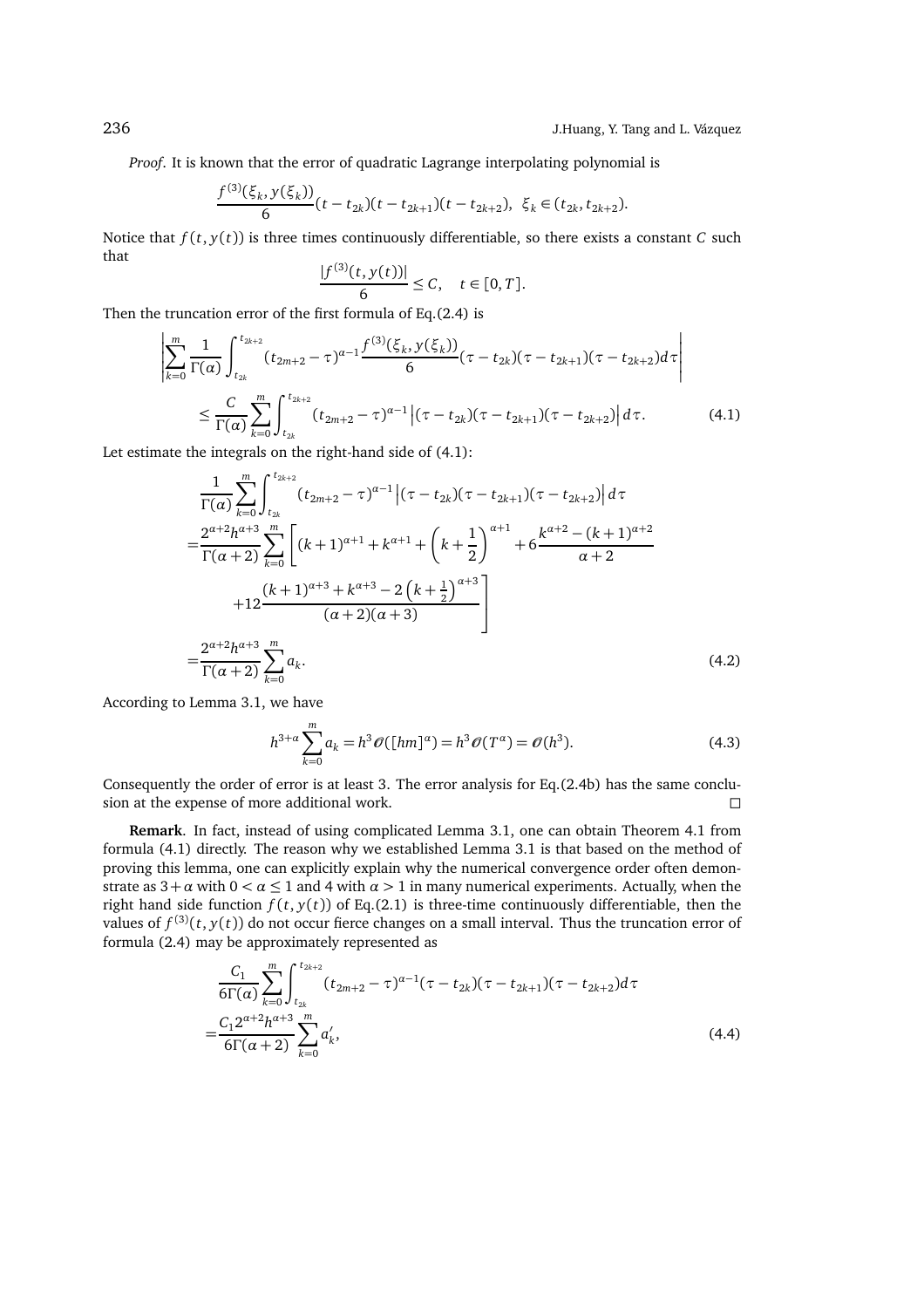*Proof*. It is known that the error of quadratic Lagrange interpolating polynomial is

$$\frac{f^{(3)}(\xi_k, y(\xi_k))}{6}(t - t_{2k})(t - t_{2k+1})(t - t_{2k+2}), \;\; \xi_k \in (t_{2k}, t_{2k+2}).$$

Notice that $f(t, y(t))$ is three times continuously differentiable, so there exists a constant $C$ such that

$$\frac{|f^{(3)}(t, y(t))|}{6} \leq C, \quad t \in [0, T].$$

Then the truncation error of the first formula of Eq.(2.4) is

$$\begin{aligned}
&\left| \sum_{k=0}^{m} \frac{1}{\Gamma(\alpha)} \int_{t_{2k}}^{t_{2k+2}} (t_{2m+2} - \tau)^{\alpha-1} \frac{f^{(3)}(\xi_k, y(\xi_k))}{6} (\tau - t_{2k})(\tau - t_{2k+1})(\tau - t_{2k+2}) d\tau \right| \\
&\quad \leq \frac{C}{\Gamma(\alpha)} \sum_{k=0}^{m} \int_{t_{2k}}^{t_{2k+2}} (t_{2m+2} - \tau)^{\alpha-1} \Big| (\tau - t_{2k})(\tau - t_{2k+1})(\tau - t_{2k+2}) \Big| d\tau. \qquad (4.1)
\end{aligned}$$

Let estimate the integrals on the right-hand side of (4.1):

$$\begin{aligned}
&\frac{1}{\Gamma(\alpha)} \sum_{k=0}^{m} \int_{t_{2k}}^{t_{2k+2}} (t_{2m+2} - \tau)^{\alpha-1} \Big| (\tau - t_{2k})(\tau - t_{2k+1})(\tau - t_{2k+2}) \Big| d\tau \\
=& \frac{2^{\alpha+2} h^{\alpha+3}}{\Gamma(\alpha+2)} \sum_{k=0}^{m} \Bigg[ (k+1)^{\alpha+1} + k^{\alpha+1} + \left(k + \frac{1}{2}\right)^{\alpha+1} + 6 \frac{k^{\alpha+2} - (k+1)^{\alpha+2}}{\alpha+2} \\
&\qquad + 12 \frac{(k+1)^{\alpha+3} + k^{\alpha+3} - 2\left(k + \frac{1}{2}\right)^{\alpha+3}}{(\alpha+2)(\alpha+3)} \Bigg] \\
=& \frac{2^{\alpha+2} h^{\alpha+3}}{\Gamma(\alpha+2)} \sum_{k=0}^{m} a_k. \qquad (4.2)
\end{aligned}$$

According to Lemma 3.1, we have

$$h^{3+\alpha} \sum_{k=0}^{m} a_k = h^3 \mathcal{O}([hm]^\alpha) = h^3 \mathcal{O}(T^\alpha) = \mathcal{O}(h^3). \qquad (4.3)$$

Consequently the order of error is at least 3. The error analysis for Eq.(2.4b) has the same conclusion at the expense of more additional work. $\square$

**Remark**. In fact, instead of using complicated Lemma 3.1, one can obtain Theorem 4.1 from formula (4.1) directly. The reason why we established Lemma 3.1 is that based on the method of proving this lemma, one can explicitly explain why the numerical convergence order often demonstrate as $3+\alpha$ with $0 < \alpha \leq 1$ and 4 with $\alpha > 1$ in many numerical experiments. Actually, when the right hand side function $f(t, y(t))$ of Eq.(2.1) is three-time continuously differentiable, then the values of $f^{(3)}(t, y(t))$ do not occur fierce changes on a small interval. Thus the truncation error of formula (2.4) may be approximately represented as

$$\begin{aligned}
&\frac{C_1}{6\Gamma(\alpha)} \sum_{k=0}^{m} \int_{t_{2k}}^{t_{2k+2}} (t_{2m+2} - \tau)^{\alpha-1} (\tau - t_{2k})(\tau - t_{2k+1})(\tau - t_{2k+2}) d\tau \\
=& \frac{C_1 2^{\alpha+2} h^{\alpha+3}}{6\Gamma(\alpha+2)} \sum_{k=0}^{m} a'_k, \qquad (4.4)
\end{aligned}$$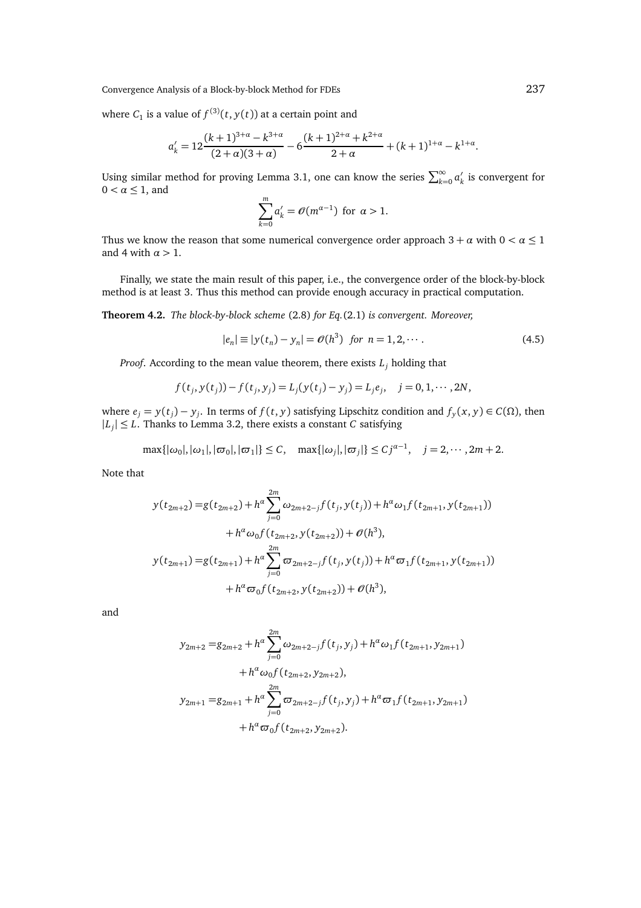where $C_1$ is a value of $f^{(3)}(t, y(t))$ at a certain point and

$$a'_k = 12\frac{(k+1)^{3+\alpha} - k^{3+\alpha}}{(2+\alpha)(3+\alpha)} - 6\frac{(k+1)^{2+\alpha} + k^{2+\alpha}}{2+\alpha} + (k+1)^{1+\alpha} - k^{1+\alpha}.$$

Using similar method for proving Lemma 3.1, one can know the series $\sum_{k=0}^{\infty} a'_k$ is convergent for $0 < \alpha \leq 1$, and

$$\sum_{k=0}^{m} a'_k = \mathcal{O}(m^{\alpha-1}) \text{ for } \alpha > 1.$$

Thus we know the reason that some numerical convergence order approach $3 + \alpha$ with $0 < \alpha \leq 1$ and 4 with $\alpha > 1$.

Finally, we state the main result of this paper, i.e., the convergence order of the block-by-block method is at least 3. Thus this method can provide enough accuracy in practical computation.

**Theorem 4.2.** *The block-by-block scheme* (2.8) *for Eq.*(2.1) *is convergent. Moreover,*

$$|e_n| \equiv |y(t_n) - y_n| = \mathcal{O}(h^3) \text{ for } n = 1, 2, \cdots. \tag{4.5}$$

*Proof*. According to the mean value theorem, there exists $L_j$ holding that

$$f(t_j, y(t_j)) - f(t_j, y_j) = L_j(y(t_j) - y_j) = L_j e_j, \quad j = 0, 1, \cdots, 2N,$$

where $e_j = y(t_j) - y_j$. In terms of $f(t, y)$ satisfying Lipschitz condition and $f_y(x, y) \in C(\Omega)$, then $|L_j| \leq L$. Thanks to Lemma 3.2, there exists a constant $C$ satisfying

$$\max\{|\omega_0|, |\omega_1|, |\varpi_0|, |\varpi_1|\} \leq C, \quad \max\{|\omega_j|, |\varpi_j|\} \leq Cj^{\alpha-1}, \quad j = 2, \cdots, 2m+2.$$

Note that

$$\begin{aligned}
y(t_{2m+2}) =& g(t_{2m+2}) + h^\alpha \sum_{j=0}^{2m} \omega_{2m+2-j} f(t_j, y(t_j)) + h^\alpha \omega_1 f(t_{2m+1}, y(t_{2m+1})) \\
&+ h^\alpha \omega_0 f(t_{2m+2}, y(t_{2m+2})) + \mathcal{O}(h^3), \\
y(t_{2m+1}) =& g(t_{2m+1}) + h^\alpha \sum_{j=0}^{2m} \varpi_{2m+2-j} f(t_j, y(t_j)) + h^\alpha \varpi_1 f(t_{2m+1}, y(t_{2m+1})) \\
&+ h^\alpha \varpi_0 f(t_{2m+2}, y(t_{2m+2})) + \mathcal{O}(h^3),
\end{aligned}$$

and

$$\begin{aligned}
y_{2m+2} =& g_{2m+2} + h^\alpha \sum_{j=0}^{2m} \omega_{2m+2-j} f(t_j, y_j) + h^\alpha \omega_1 f(t_{2m+1}, y_{2m+1}) \\
&+ h^\alpha \omega_0 f(t_{2m+2}, y_{2m+2}), \\
y_{2m+1} =& g_{2m+1} + h^\alpha \sum_{j=0}^{2m} \varpi_{2m+2-j} f(t_j, y_j) + h^\alpha \varpi_1 f(t_{2m+1}, y_{2m+1}) \\
&+ h^\alpha \varpi_0 f(t_{2m+2}, y_{2m+2}).
\end{aligned}$$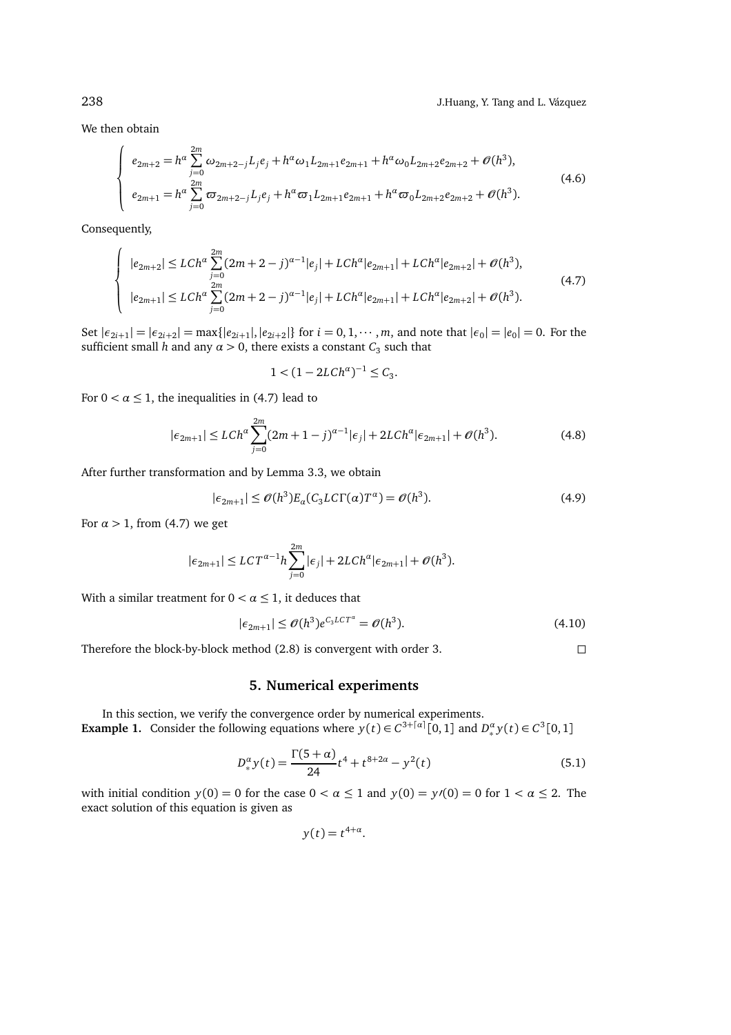We then obtain

$$
\begin{cases}
e_{2m+2} = h^\alpha \sum_{j=0}^{2m} \omega_{2m+2-j} L_j e_j + h^\alpha \omega_1 L_{2m+1} e_{2m+1} + h^\alpha \omega_0 L_{2m+2} e_{2m+2} + \mathcal{O}(h^3), \\
e_{2m+1} = h^\alpha \sum_{j=0}^{2m} \varpi_{2m+2-j} L_j e_j + h^\alpha \varpi_1 L_{2m+1} e_{2m+1} + h^\alpha \varpi_0 L_{2m+2} e_{2m+2} + \mathcal{O}(h^3).
\end{cases}
\tag{4.6}
$$

Consequently,

$$
\begin{cases}
|e_{2m+2}| \le LCh^\alpha \sum_{j=0}^{2m} (2m+2-j)^{\alpha-1} |e_j| + LCh^\alpha |e_{2m+1}| + LCh^\alpha |e_{2m+2}| + \mathcal{O}(h^3), \\
|e_{2m+1}| \le LCh^\alpha \sum_{j=0}^{2m} (2m+2-j)^{\alpha-1} |e_j| + LCh^\alpha |e_{2m+1}| + LCh^\alpha |e_{2m+2}| + \mathcal{O}(h^3).
\end{cases}
\tag{4.7}
$$

Set $|\epsilon_{2i+1}| = |\epsilon_{2i+2}| = \max\{|e_{2i+1}|, |e_{2i+2}|\}$ for $i = 0, 1, \cdots, m$, and note that $|\epsilon_0| = |e_0| = 0$. For the sufficient small $h$ and any $\alpha > 0$, there exists a constant $C_3$ such that

$$
1 < (1 - 2LCh^\alpha)^{-1} \le C_3.
$$

For $0 < \alpha \le 1$, the inequalities in (4.7) lead to

$$
|\epsilon_{2m+1}| \le LCh^\alpha \sum_{j=0}^{2m} (2m+1-j)^{\alpha-1} |\epsilon_j| + 2LCh^\alpha |\epsilon_{2m+1}| + \mathcal{O}(h^3). \tag{4.8}
$$

After further transformation and by Lemma 3.3, we obtain

$$
|\epsilon_{2m+1}| \le \mathcal{O}(h^3) E_\alpha(C_3 LC\Gamma(\alpha) T^\alpha) = \mathcal{O}(h^3). \tag{4.9}
$$

For $\alpha > 1$, from (4.7) we get

$$
|\epsilon_{2m+1}| \le LCT^{\alpha-1} h \sum_{j=0}^{2m} |\epsilon_j| + 2LCh^\alpha |\epsilon_{2m+1}| + \mathcal{O}(h^3).
$$

With a similar treatment for $0 < \alpha \le 1$, it deduces that

$$
|\epsilon_{2m+1}| \le \mathcal{O}(h^3) e^{C_3 LCT^\alpha} = \mathcal{O}(h^3). \tag{4.10}
$$

Therefore the block-by-block method (2.8) is convergent with order 3. □

## 5. Numerical experiments

In this section, we verify the convergence order by numerical experiments.

**Example 1.** Consider the following equations where $y(t) \in C^{3+\lceil \alpha \rceil}[0,1]$ and $D_*^\alpha y(t) \in C^3[0,1]$

$$
D_*^\alpha y(t) = \frac{\Gamma(5+\alpha)}{24} t^4 + t^{8+2\alpha} - y^2(t) \tag{5.1}
$$

with initial condition $y(0) = 0$ for the case $0 < \alpha \le 1$ and $y(0) = y\prime(0) = 0$ for $1 < \alpha \le 2$. The exact solution of this equation is given as

$$
y(t) = t^{4+\alpha}.
$$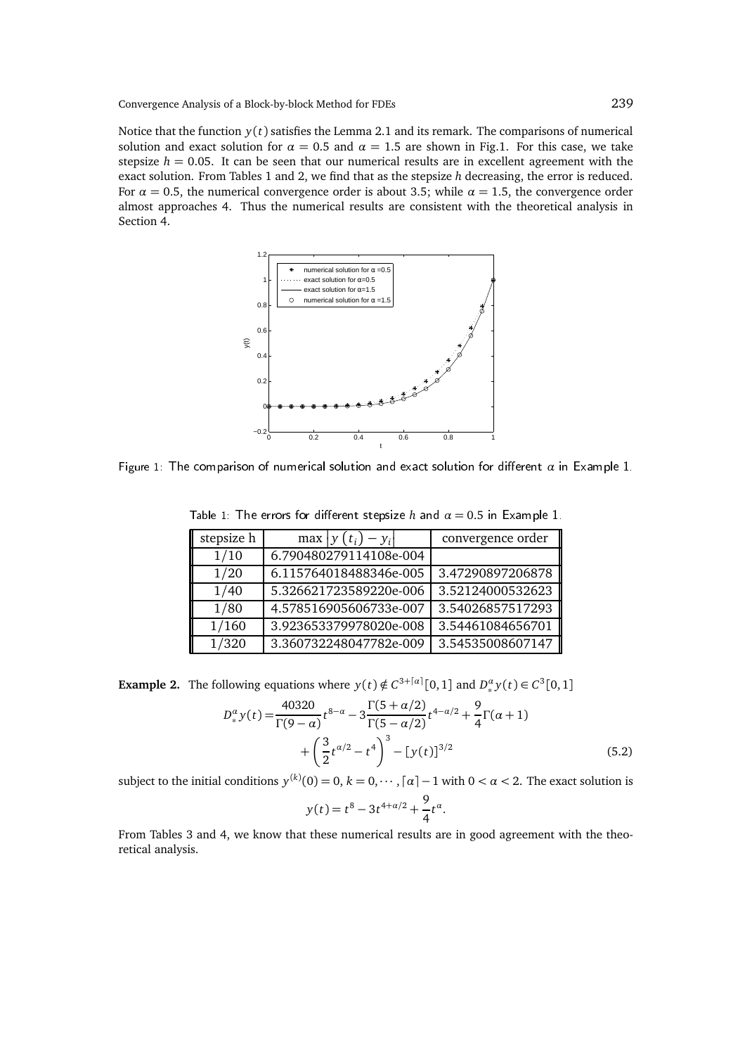Notice that the function $y(t)$ satisfies the Lemma 2.1 and its remark. The comparisons of numerical solution and exact solution for $\alpha = 0.5$ and $\alpha = 1.5$ are shown in Fig.1. For this case, we take stepsize $h = 0.05$. It can be seen that our numerical results are in excellent agreement with the exact solution. From Tables 1 and 2, we find that as the stepsize $h$ decreasing, the error is reduced. For $\alpha = 0.5$, the numerical convergence order is about 3.5; while $\alpha = 1.5$, the convergence order almost approaches 4. Thus the numerical results are consistent with the theoretical analysis in Section 4.

Figure 1: The comparison of numerical solution and exact solution for different $\alpha$ in Example 1.

Table 1: The errors for different stepsize $h$ and $\alpha = 0.5$ in Example 1.

| stepsize h | $\max \lvert y(t_i) - y_i \rvert$ | convergence order |
|---|---|---|
| 1/10 | 6.790480279114108e-004 | |
| 1/20 | 6.115764018488346e-005 | 3.47290897206878 |
| 1/40 | 5.326621723589220e-006 | 3.52124000532623 |
| 1/80 | 4.578516905606733e-007 | 3.54026857517293 |
| 1/160 | 3.923653379978020e-008 | 3.54461084656701 |
| 1/320 | 3.360732248047782e-009 | 3.54535008607147 |

**Example 2.** The following equations where $y(t) \notin C^{3+\lceil\alpha\rceil}[0,1]$ and $D_*^\alpha y(t) \in C^3[0,1]$

$$D_*^\alpha y(t) = \frac{40320}{\Gamma(9-\alpha)} t^{8-\alpha} - 3\frac{\Gamma(5+\alpha/2)}{\Gamma(5-\alpha/2)} t^{4-\alpha/2} + \frac{9}{4}\Gamma(\alpha+1) + \left(\frac{3}{2}t^{\alpha/2} - t^4\right)^3 - [y(t)]^{3/2} \tag{5.2}$$

subject to the initial conditions $y^{(k)}(0) = 0$, $k = 0, \cdots, \lceil\alpha\rceil - 1$ with $0 < \alpha < 2$. The exact solution is

$$y(t) = t^8 - 3t^{4+\alpha/2} + \frac{9}{4}t^\alpha.$$

From Tables 3 and 4, we know that these numerical results are in good agreement with the theoretical analysis.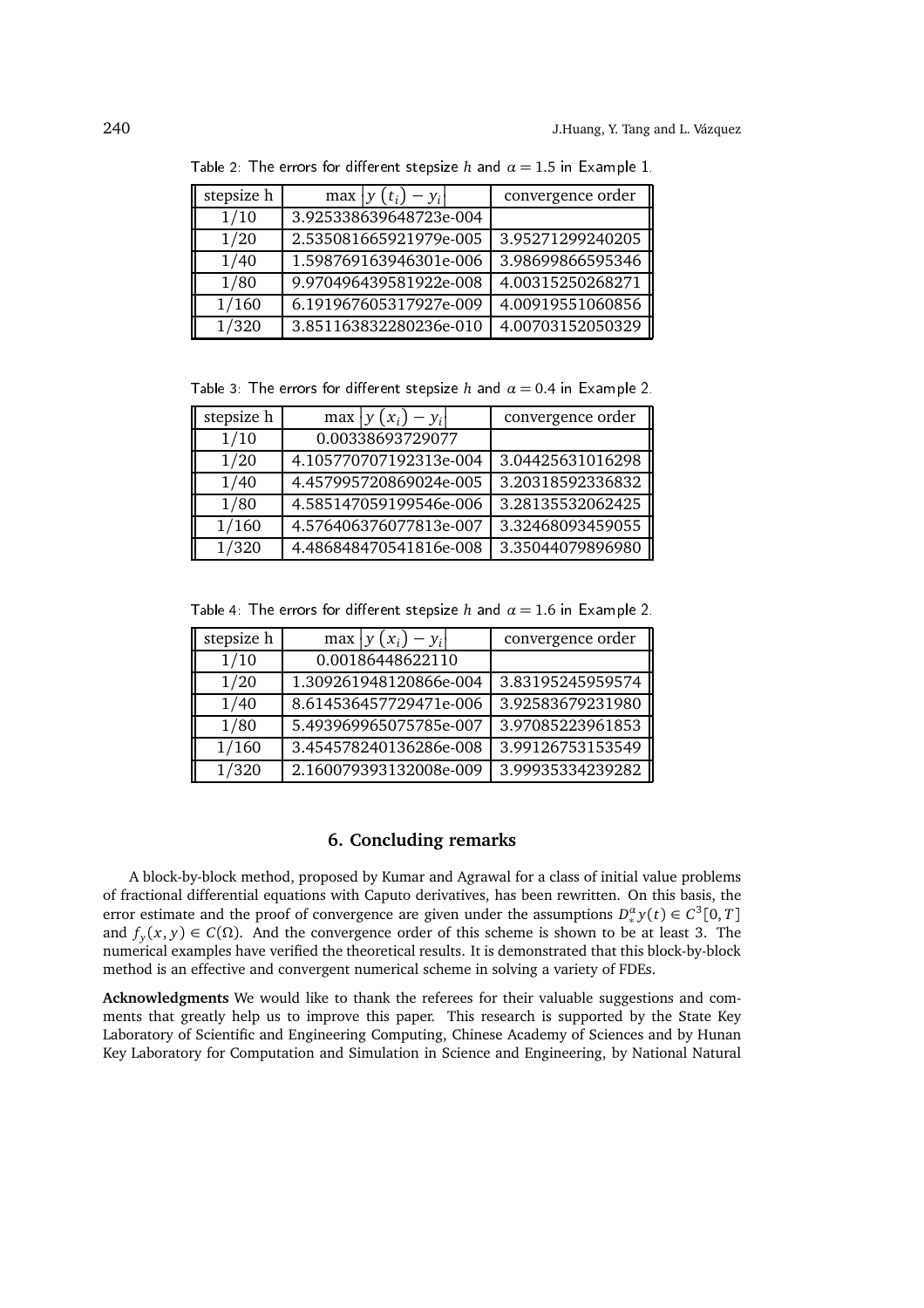Table 2: The errors for different stepsize $h$ and $\alpha = 1.5$ in Example 1.

| stepsize h | $\max \lvert y(t_i) - y_i \rvert$ | convergence order |
|---|---|---|
| 1/10 | 3.925338639648723e-004 | |
| 1/20 | 2.535081665921979e-005 | 3.95271299240205 |
| 1/40 | 1.598769163946301e-006 | 3.98699866595346 |
| 1/80 | 9.970496439581922e-008 | 4.00315250268271 |
| 1/160 | 6.191967605317927e-009 | 4.00919551060856 |
| 1/320 | 3.851163832280236e-010 | 4.00703152050329 |

Table 3: The errors for different stepsize $h$ and $\alpha = 0.4$ in Example 2.

| stepsize h | $\max \lvert y(x_i) - y_i \rvert$ | convergence order |
|---|---|---|
| 1/10 | 0.00338693729077 | |
| 1/20 | 4.105770707192313e-004 | 3.04425631016298 |
| 1/40 | 4.457995720869024e-005 | 3.20318592336832 |
| 1/80 | 4.585147059199546e-006 | 3.28135532062425 |
| 1/160 | 4.576406376077813e-007 | 3.32468093459055 |
| 1/320 | 4.486848470541816e-008 | 3.35044079896980 |

Table 4: The errors for different stepsize $h$ and $\alpha = 1.6$ in Example 2.

| stepsize h | $\max \lvert y(x_i) - y_i \rvert$ | convergence order |
|---|---|---|
| 1/10 | 0.00186448622110 | |
| 1/20 | 1.309261948120866e-004 | 3.83195245959574 |
| 1/40 | 8.614536457729471e-006 | 3.92583679231980 |
| 1/80 | 5.493969965075785e-007 | 3.97085223961853 |
| 1/160 | 3.454578240136286e-008 | 3.99126753153549 |
| 1/320 | 2.160079393132008e-009 | 3.99935334239282 |

## 6. Concluding remarks

A block-by-block method, proposed by Kumar and Agrawal for a class of initial value problems of fractional differential equations with Caputo derivatives, has been rewritten. On this basis, the error estimate and the proof of convergence are given under the assumptions $D_*^\alpha y(t) \in C^3[0,T]$ and $f_y(x,y) \in C(\Omega)$. And the convergence order of this scheme is shown to be at least 3. The numerical examples have verified the theoretical results. It is demonstrated that this block-by-block method is an effective and convergent numerical scheme in solving a variety of FDEs.

**Acknowledgments** We would like to thank the referees for their valuable suggestions and comments that greatly help us to improve this paper. This research is supported by the State Key Laboratory of Scientific and Engineering Computing, Chinese Academy of Sciences and by Hunan Key Laboratory for Computation and Simulation in Science and Engineering, by National Natural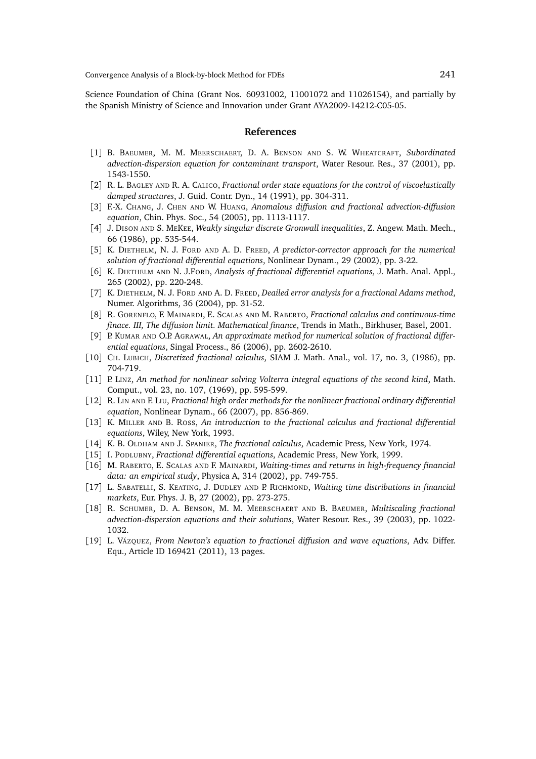Science Foundation of China (Grant Nos. 60931002, 11001072 and 11026154), and partially by the Spanish Ministry of Science and Innovation under Grant AYA2009-14212-C05-05.

## References

[1] B. Baeumer, M. M. Meerschaert, D. A. Benson and S. W. Wheatcraft, *Subordinated advection-dispersion equation for contaminant transport*, Water Resour. Res., 37 (2001), pp. 1543-1550.

[2] R. L. Bagley and R. A. Calico, *Fractional order state equations for the control of viscoelastically damped structures*, J. Guid. Contr. Dyn., 14 (1991), pp. 304-311.

[3] F.-X. Chang, J. Chen and W. Huang, *Anomalous diffusion and fractional advection-diffusion equation*, Chin. Phys. Soc., 54 (2005), pp. 1113-1117.

[4] J. Dison and S. McKee, *Weakly singular discrete Gronwall inequalities*, Z. Angew. Math. Mech., 66 (1986), pp. 535-544.

[5] K. Diethelm, N. J. Ford and A. D. Freed, *A predictor-corrector approach for the numerical solution of fractional differential equations*, Nonlinear Dynam., 29 (2002), pp. 3-22.

[6] K. Diethelm and N. J.Ford, *Analysis of fractional differential equations*, J. Math. Anal. Appl., 265 (2002), pp. 220-248.

[7] K. Diethelm, N. J. Ford and A. D. Freed, *Deailed error analysis for a fractional Adams method*, Numer. Algorithms, 36 (2004), pp. 31-52.

[8] R. Gorenflo, F. Mainardi, E. Scalas and M. Raberto, *Fractional calculus and continuous-time finace. III, The diffusion limit. Mathematical finance*, Trends in Math., Birkhuser, Basel, 2001.

[9] P. Kumar and O.P. Agrawal, *An approximate method for numerical solution of fractional differential equations*, Singal Process., 86 (2006), pp. 2602-2610.

[10] Ch. Lubich, *Discretized fractional calculus*, SIAM J. Math. Anal., vol. 17, no. 3, (1986), pp. 704-719.

[11] P. Linz, *An method for nonlinear solving Volterra integral equations of the second kind*, Math. Comput., vol. 23, no. 107, (1969), pp. 595-599.

[12] R. Lin and F. Liu, *Fractional high order methods for the nonlinear fractional ordinary differential equation*, Nonlinear Dynam., 66 (2007), pp. 856-869.

[13] K. Miller and B. Ross, *An introduction to the fractional calculus and fractional differential equations*, Wiley, New York, 1993.

[14] K. B. Oldham and J. Spanier, *The fractional calculus*, Academic Press, New York, 1974.

[15] I. Podlubny, *Fractional differential equations*, Academic Press, New York, 1999.

[16] M. Raberto, E. Scalas and F. Mainardi, *Waiting-times and returns in high-frequency financial data: an empirical study*, Physica A, 314 (2002), pp. 749-755.

[17] L. Sabatelli, S. Keating, J. Dudley and P. Richmond, *Waiting time distributions in financial markets*, Eur. Phys. J. B, 27 (2002), pp. 273-275.

[18] R. Schumer, D. A. Benson, M. M. Meerschaert and B. Baeumer, *Multiscaling fractional advection-dispersion equations and their solutions*, Water Resour. Res., 39 (2003), pp. 1022-1032.

[19] L. Vázquez, *From Newton's equation to fractional diffusion and wave equations*, Adv. Differ. Equ., Article ID 169421 (2011), 13 pages.